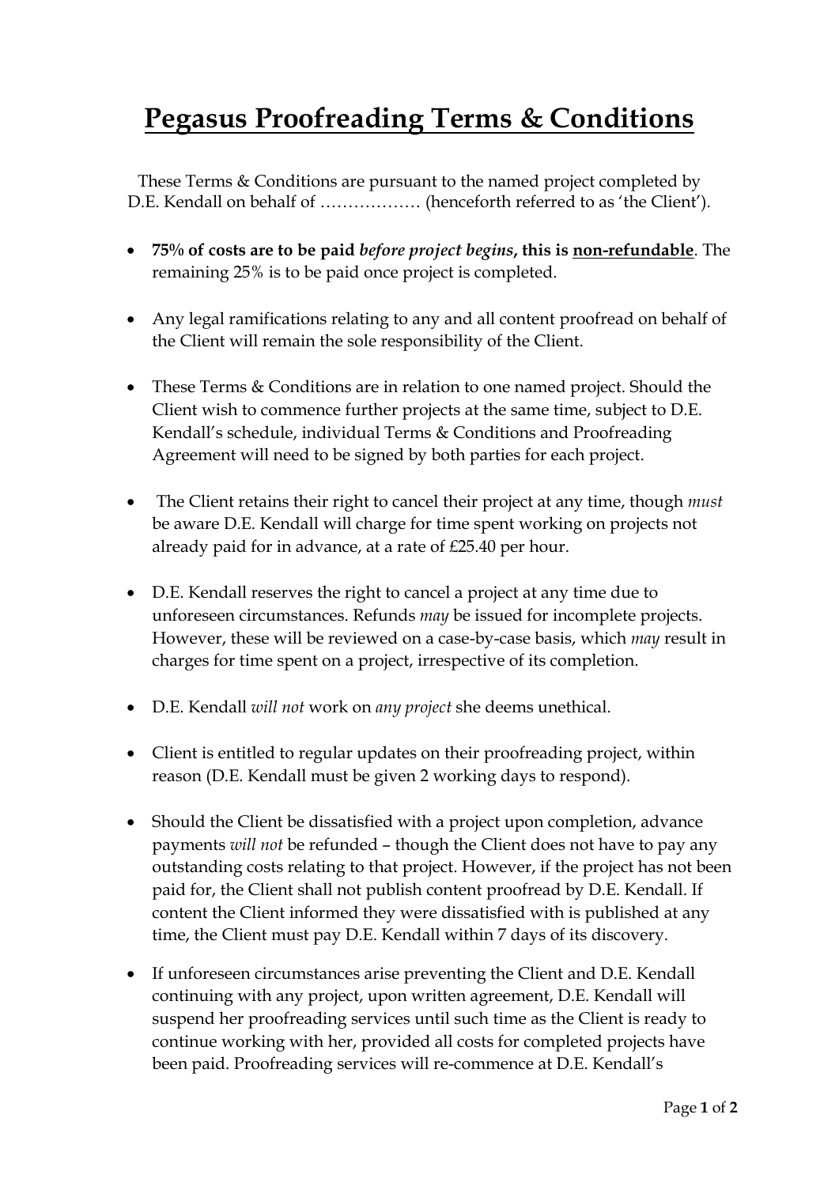# Pegasus Proofreading Terms & Conditions

These Terms & Conditions are pursuant to the named project completed by D.E. Kendall on behalf of ……………… (henceforth referred to as 'the Client').

- **75% of costs are to be paid *before project begins*, this is <u>non-refundable</u>**. The remaining 25% is to be paid once project is completed.

- Any legal ramifications relating to any and all content proofread on behalf of the Client will remain the sole responsibility of the Client.

- These Terms & Conditions are in relation to one named project. Should the Client wish to commence further projects at the same time, subject to D.E. Kendall's schedule, individual Terms & Conditions and Proofreading Agreement will need to be signed by both parties for each project.

- The Client retains their right to cancel their project at any time, though *must* be aware D.E. Kendall will charge for time spent working on projects not already paid for in advance, at a rate of £25.40 per hour.

- D.E. Kendall reserves the right to cancel a project at any time due to unforeseen circumstances. Refunds *may* be issued for incomplete projects. However, these will be reviewed on a case-by-case basis, which *may* result in charges for time spent on a project, irrespective of its completion.

- D.E. Kendall *will not* work on *any project* she deems unethical.

- Client is entitled to regular updates on their proofreading project, within reason (D.E. Kendall must be given 2 working days to respond).

- Should the Client be dissatisfied with a project upon completion, advance payments *will not* be refunded – though the Client does not have to pay any outstanding costs relating to that project. However, if the project has not been paid for, the Client shall not publish content proofread by D.E. Kendall. If content the Client informed they were dissatisfied with is published at any time, the Client must pay D.E. Kendall within 7 days of its discovery.

- If unforeseen circumstances arise preventing the Client and D.E. Kendall continuing with any project, upon written agreement, D.E. Kendall will suspend her proofreading services until such time as the Client is ready to continue working with her, provided all costs for completed projects have been paid. Proofreading services will re-commence at D.E. Kendall's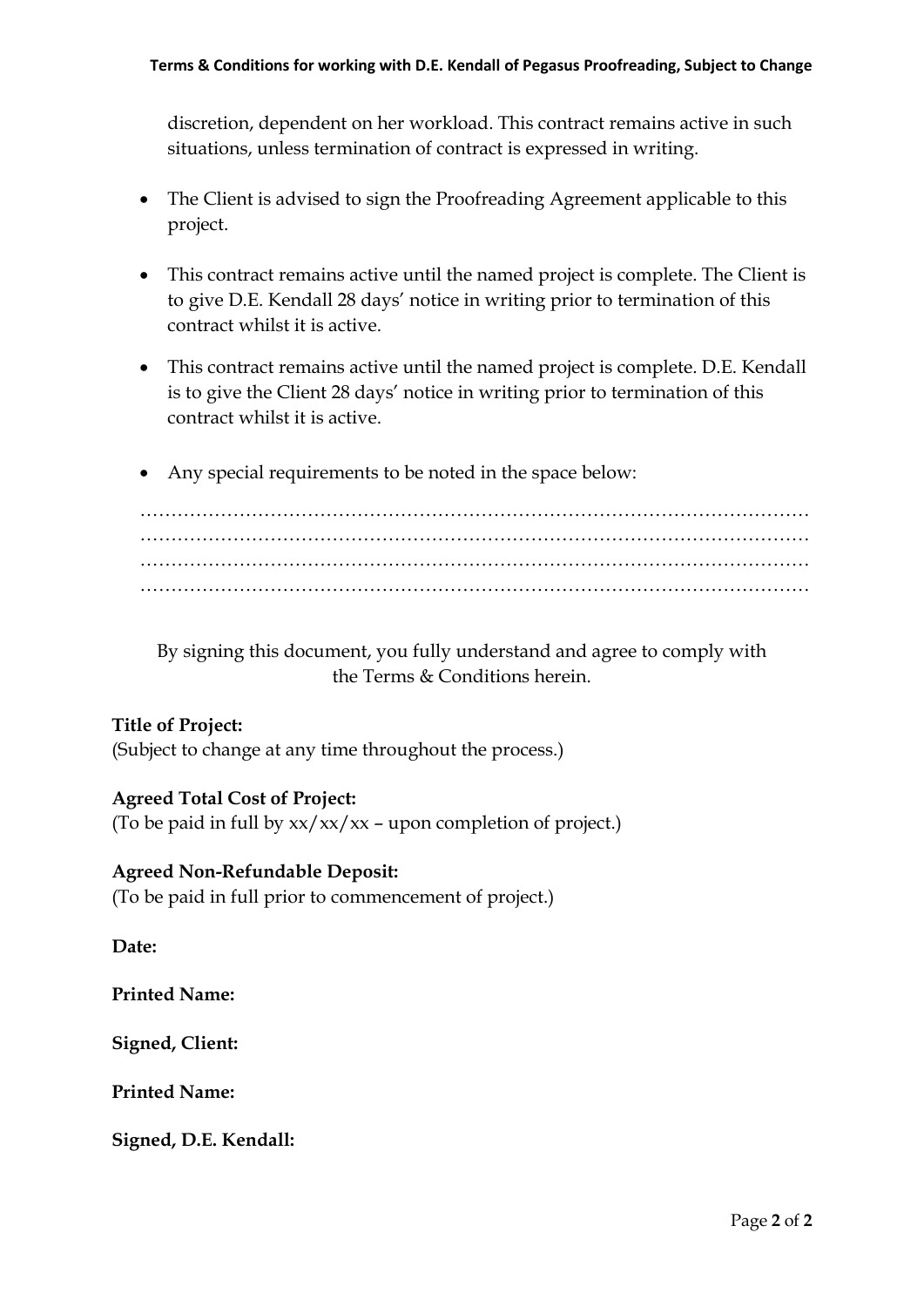discretion, dependent on her workload. This contract remains active in such situations, unless termination of contract is expressed in writing.

- The Client is advised to sign the Proofreading Agreement applicable to this project.

- This contract remains active until the named project is complete. The Client is to give D.E. Kendall 28 days' notice in writing prior to termination of this contract whilst it is active.

- This contract remains active until the named project is complete. D.E. Kendall is to give the Client 28 days' notice in writing prior to termination of this contract whilst it is active.

- Any special requirements to be noted in the space below:

……………………………………………………………………………………………
……………………………………………………………………………………………
……………………………………………………………………………………………
……………………………………………………………………………………………

By signing this document, you fully understand and agree to comply with the Terms & Conditions herein.

**Title of Project:**
(Subject to change at any time throughout the process.)

**Agreed Total Cost of Project:**
(To be paid in full by xx/xx/xx – upon completion of project.)

**Agreed Non-Refundable Deposit:**
(To be paid in full prior to commencement of project.)

**Date:**

**Printed Name:**

**Signed, Client:**

**Printed Name:**

**Signed, D.E. Kendall:**